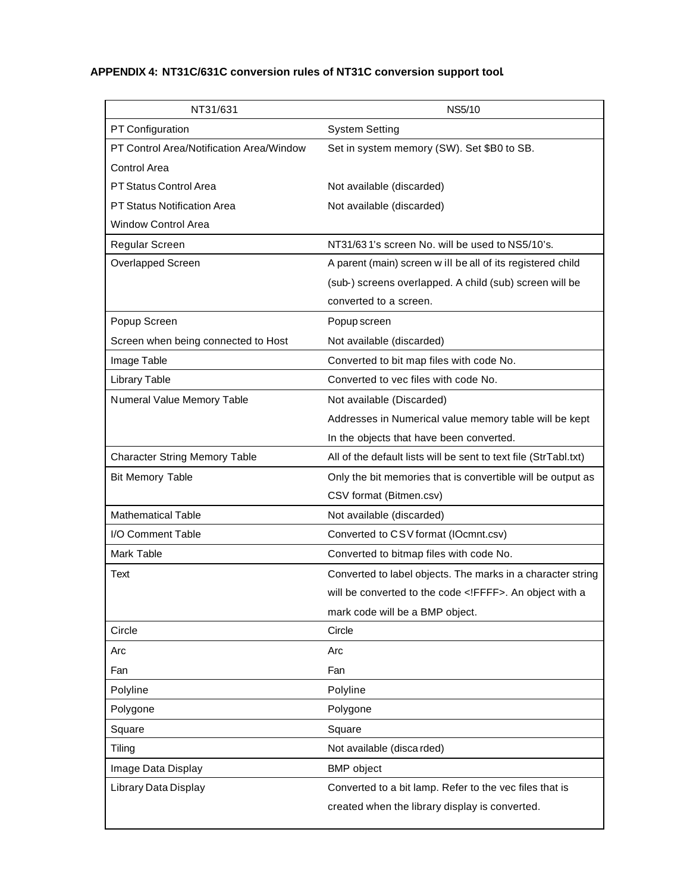**APPENDIX 4: NT31C/631C conversion rules of NT31C conversion support tool.**

| NT31/631 | NS5/10 |
|---|---|
| PT Configuration | System Setting |
| PT Control Area/Notification Area/Window Control Area | Set in system memory (SW). Set $B0 to SB. |
| PT Status Control Area | Not available (discarded) |
| PT Status Notification Area | Not available (discarded) |
| Window Control Area | |
| Regular Screen | NT31/631's screen No. will be used to NS5/10's. |
| Overlapped Screen | A parent (main) screen will be all of its registered child (sub-) screens overlapped. A child (sub) screen will be converted to a screen. |
| Popup Screen | Popup screen |
| Screen when being connected to Host | Not available (discarded) |
| Image Table | Converted to bit map files with code No. |
| Library Table | Converted to vec files with code No. |
| Numeral Value Memory Table | Not available (Discarded) Addresses in Numerical value memory table will be kept In the objects that have been converted. |
| Character String Memory Table | All of the default lists will be sent to text file (StrTabl.txt) |
| Bit Memory Table | Only the bit memories that is convertible will be output as CSV format (Bitmen.csv) |
| Mathematical Table | Not available (discarded) |
| I/O Comment Table | Converted to CSV format (IOcmnt.csv) |
| Mark Table | Converted to bitmap files with code No. |
| Text | Converted to label objects. The marks in a character string will be converted to the code <!FFFF>. An object with a mark code will be a BMP object. |
| Circle | Circle |
| Arc | Arc |
| Fan | Fan |
| Polyline | Polyline |
| Polygone | Polygone |
| Square | Square |
| Tiling | Not available (discarded) |
| Image Data Display | BMP object |
| Library Data Display | Converted to a bit lamp. Refer to the vec files that is created when the library display is converted. |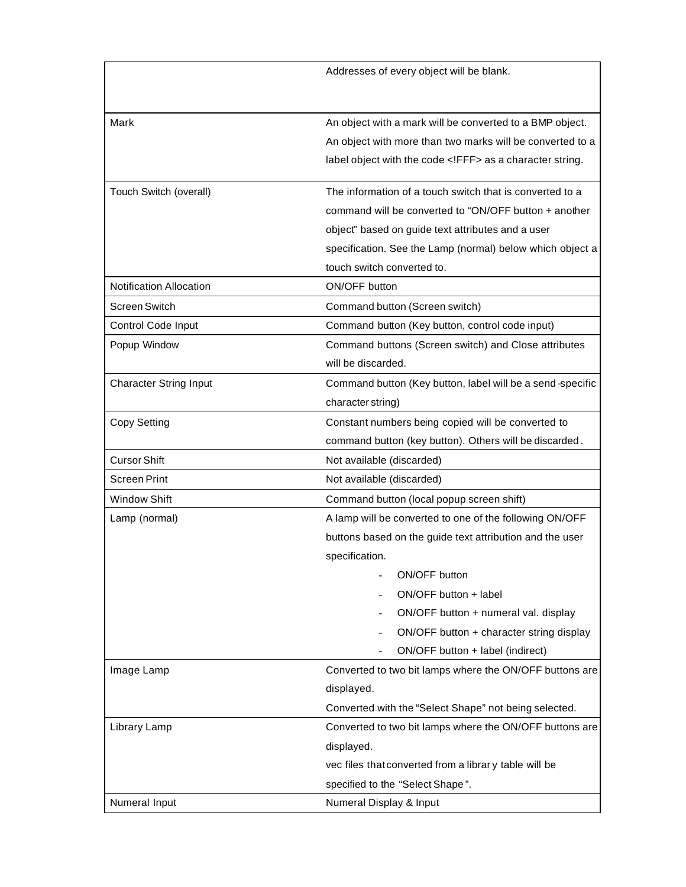| | |
|---|---|
| | Addresses of every object will be blank. |
| Mark | An object with a mark will be converted to a BMP object. An object with more than two marks will be converted to a label object with the code <!FFF> as a character string. |
| Touch Switch (overall) | The information of a touch switch that is converted to a command will be converted to "ON/OFF button + another object" based on guide text attributes and a user specification. See the Lamp (normal) below which object a touch switch converted to. |
| Notification Allocation | ON/OFF button |
| Screen Switch | Command button (Screen switch) |
| Control Code Input | Command button (Key button, control code input) |
| Popup Window | Command buttons (Screen switch) and Close attributes will be discarded. |
| Character String Input | Command button (Key button, label will be a send-specific character string) |
| Copy Setting | Constant numbers being copied will be converted to command button (key button). Others will be discarded. |
| Cursor Shift | Not available (discarded) |
| Screen Print | Not available (discarded) |
| Window Shift | Command button (local popup screen shift) |
| Lamp (normal) | A lamp will be converted to one of the following ON/OFF buttons based on the guide text attribution and the user specification.<br>- ON/OFF button<br>- ON/OFF button + label<br>- ON/OFF button + numeral val. display<br>- ON/OFF button + character string display<br>- ON/OFF button + label (indirect) |
| Image Lamp | Converted to two bit lamps where the ON/OFF buttons are displayed.<br>Converted with the "Select Shape" not being selected. |
| Library Lamp | Converted to two bit lamps where the ON/OFF buttons are displayed.<br>vec files that converted from a library table will be specified to the "Select Shape". |
| Numeral Input | Numeral Display & Input |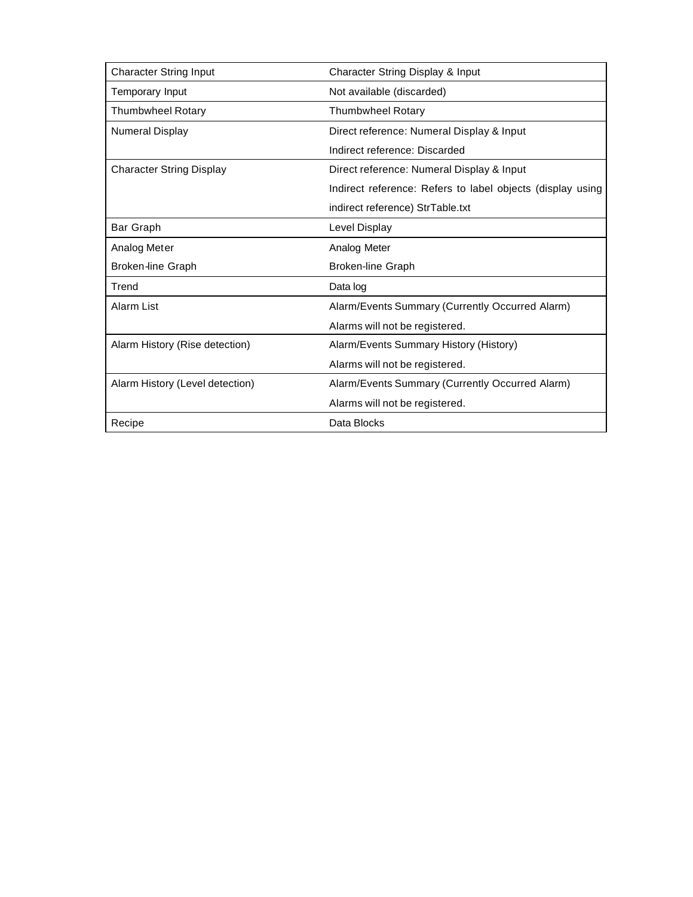| | |
|---|---|
| Character String Input | Character String Display & Input |
| Temporary Input | Not available (discarded) |
| Thumbwheel Rotary | Thumbwheel Rotary |
| Numeral Display | Direct reference: Numeral Display & Input<br>Indirect reference: Discarded |
| Character String Display | Direct reference: Numeral Display & Input<br>Indirect reference: Refers to label objects (display using indirect reference) StrTable.txt |
| Bar Graph | Level Display |
| Analog Meter<br>Broken-line Graph | Analog Meter<br>Broken-line Graph |
| Trend | Data log |
| Alarm List | Alarm/Events Summary (Currently Occurred Alarm)<br>Alarms will not be registered. |
| Alarm History (Rise detection) | Alarm/Events Summary History (History)<br>Alarms will not be registered. |
| Alarm History (Level detection) | Alarm/Events Summary (Currently Occurred Alarm)<br>Alarms will not be registered. |
| Recipe | Data Blocks |